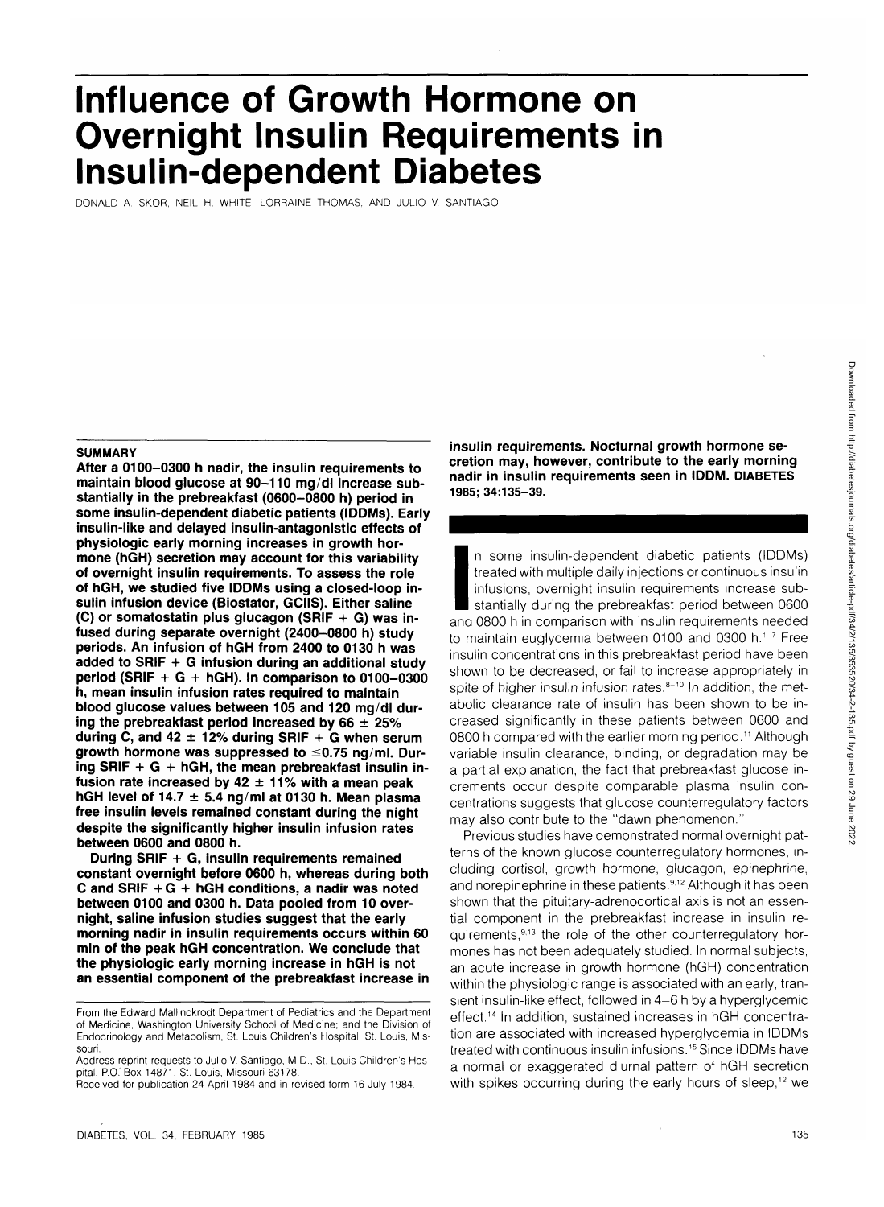# Influence of Growth Hormone on Overnight Insulin Requirements in Insulin-dependent Diabetes

DONALD A. SKOR, NEIL H. WHITE, LORRAINE THOMAS, AND JULIO V. SANTIAGO

## SUMMARY

**After a 0100–0300 h nadir, the insulin requirements to maintain blood glucose at 90–110 mg/dl increase substantially in the prebreakfast (0600–0800 h) period in some insulin-dependent diabetic patients (IDDMs). Early insulin-like and delayed insulin-antagonistic effects of physiologic early morning increases in growth hormone (hGH) secretion may account for this variability of overnight insulin requirements. To assess the role of hGH, we studied five IDDMs using a closed-loop insulin infusion device (Biostator, GCIIS). Either saline (C) or somatostatin plus glucagon (SRIF + G) was infused during separate overnight (2400–0800 h) study periods. An infusion of hGH from 2400 to 0130 h was added to SRIF + G infusion during an additional study period (SRIF + G + hGH). In comparison to 0100–0300 h, mean insulin infusion rates required to maintain blood glucose values between 105 and 120 mg/dl during the prebreakfast period increased by 66 ± 25% during C, and 42 ± 12% during SRIF + G when serum growth hormone was suppressed to ≤0.75 ng/ml. During SRIF + G + hGH, the mean prebreakfast insulin infusion rate increased by 42 ± 11% with a mean peak hGH level of 14.7 ± 5.4 ng/ml at 0130 h. Mean plasma free insulin levels remained constant during the night despite the significantly higher insulin infusion rates between 0600 and 0800 h.**

**During SRIF + G, insulin requirements remained constant overnight before 0600 h, whereas during both C and SRIF + G + hGH conditions, a nadir was noted between 0100 and 0300 h. Data pooled from 10 overnight, saline infusion studies suggest that the early morning nadir in insulin requirements occurs within 60 min of the peak hGH concentration. We conclude that the physiologic early morning increase in hGH is not an essential component of the prebreakfast increase in insulin requirements. Nocturnal growth hormone secretion may, however, contribute to the early morning nadir in insulin requirements seen in IDDM.** DIABETES 1985; 34:135–39.

In some insulin-dependent diabetic patients (IDDMs) treated with multiple daily injections or continuous insulin infusions, overnight insulin requirements increase substantially during the prebreakfast period between 0600 and 0800 h in comparison with insulin requirements needed to maintain euglycemia between 0100 and 0300 h.[1-7] Free insulin concentrations in this prebreakfast period have been shown to be decreased, or fail to increase appropriately in spite of higher insulin infusion rates.[8-10] In addition, the metabolic clearance rate of insulin has been shown to be increased significantly in these patients between 0600 and 0800 h compared with the earlier morning period.[11] Although variable insulin clearance, binding, or degradation may be a partial explanation, the fact that prebreakfast glucose increments occur despite comparable plasma insulin concentrations suggests that glucose counterregulatory factors may also contribute to the "dawn phenomenon."

Previous studies have demonstrated normal overnight patterns of the known glucose counterregulatory hormones, including cortisol, growth hormone, glucagon, epinephrine, and norepinephrine in these patients.[9,12] Although it has been shown that the pituitary-adrenocortical axis is not an essential component in the prebreakfast increase in insulin requirements,[9,13] the role of the other counterregulatory hormones has not been adequately studied. In normal subjects, an acute increase in growth hormone (hGH) concentration within the physiologic range is associated with an early, transient insulin-like effect, followed in 4–6 h by a hyperglycemic effect.[14] In addition, sustained increases in hGH concentration are associated with increased hyperglycemia in IDDMs treated with continuous insulin infusions.[15] Since IDDMs have a normal or exaggerated diurnal pattern of hGH secretion with spikes occurring during the early hours of sleep,[12] we

From the Edward Mallinckrodt Department of Pediatrics and the Department of Medicine, Washington University School of Medicine; and the Division of Endocrinology and Metabolism, St. Louis Children's Hospital, St. Louis, Missouri.

Address reprint requests to Julio V. Santiago, M.D., St. Louis Children's Hospital, P.O. Box 14871, St. Louis, Missouri 63178.

Received for publication 24 April 1984 and in revised form 16 July 1984.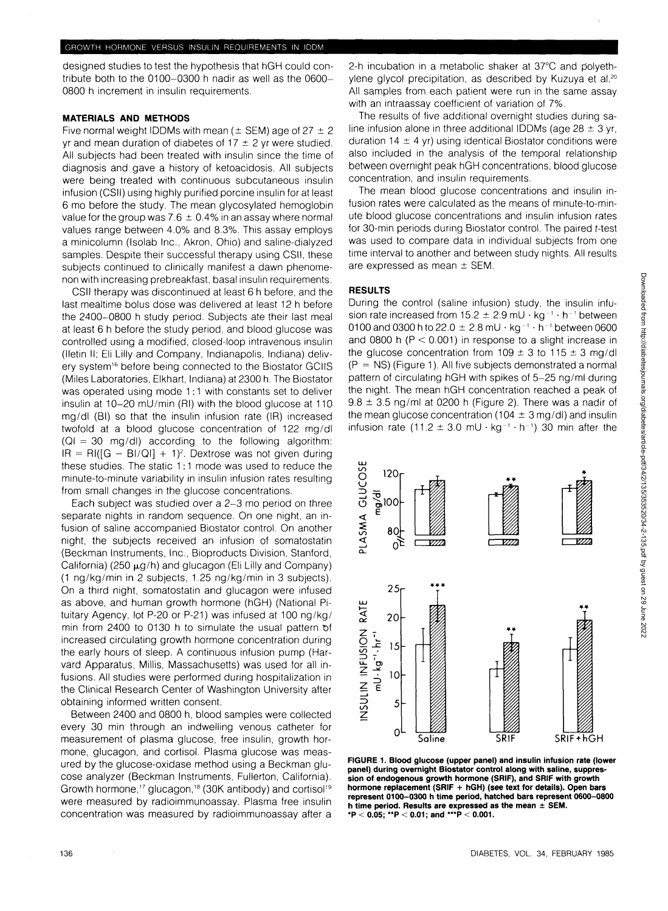designed studies to test the hypothesis that hGH could contribute both to the 0100–0300 h nadir as well as the 0600–0800 h increment in insulin requirements.

## MATERIALS AND METHODS

Five normal weight IDDMs with mean (± SEM) age of 27 ± 2 yr and mean duration of diabetes of 17 ± 2 yr were studied. All subjects had been treated with insulin since the time of diagnosis and gave a history of ketoacidosis. All subjects were being treated with continuous subcutaneous insulin infusion (CSII) using highly purified porcine insulin for at least 6 mo before the study. The mean glycosylated hemoglobin value for the group was 7.6 ± 0.4% in an assay where normal values range between 4.0% and 8.3%. This assay employs a minicolumn (Isolab Inc., Akron, Ohio) and saline-dialyzed samples. Despite their successful therapy using CSII, these subjects continued to clinically manifest a dawn phenomenon with increasing prebreakfast, basal insulin requirements.

CSII therapy was discontinued at least 6 h before, and the last mealtime bolus dose was delivered at least 12 h before the 2400–0800 h study period. Subjects ate their last meal at least 6 h before the study period, and blood glucose was controlled using a modified, closed-loop intravenous insulin (Iletin II; Eli Lilly and Company, Indianapolis, Indiana) delivery system[16] before being connected to the Biostator GCIIS (Miles Laboratories, Elkhart, Indiana) at 2300 h. The Biostator was operated using mode 1:1 with constants set to deliver insulin at 10–20 mU/min (RI) with the blood glucose at 110 mg/dl (BI) so that the insulin infusion rate (IR) increased twofold at a blood glucose concentration of 122 mg/dl (QI = 30 mg/dl) according to the following algorithm: $IR = RI([G - BI/QI] + 1)^2$. Dextrose was not given during these studies. The static 1:1 mode was used to reduce the minute-to-minute variability in insulin infusion rates resulting from small changes in the glucose concentrations.

Each subject was studied over a 2–3 mo period on three separate nights in random sequence. On one night, an infusion of saline accompanied Biostator control. On another night, the subjects received an infusion of somatostatin (Beckman Instruments, Inc., Bioproducts Division, Stanford, California) (250 μg/h) and glucagon (Eli Lilly and Company) (1 ng/kg/min in 2 subjects, 1.25 ng/kg/min in 3 subjects). On a third night, somatostatin and glucagon were infused as above, and human growth hormone (hGH) (National Pituitary Agency, lot P-20 or P-21) was infused at 100 ng/kg/min from 2400 to 0130 h to simulate the usual pattern of increased circulating growth hormone concentration during the early hours of sleep. A continuous infusion pump (Harvard Apparatus, Millis, Massachusetts) was used for all infusions. All studies were performed during hospitalization in the Clinical Research Center of Washington University after obtaining informed written consent.

Between 2400 and 0800 h, blood samples were collected every 30 min through an indwelling venous catheter for measurement of plasma glucose, free insulin, growth hormone, glucagon, and cortisol. Plasma glucose was measured by the glucose-oxidase method using a Beckman glucose analyzer (Beckman Instruments, Fullerton, California). Growth hormone,[17] glucagon,[18] (30K antibody) and cortisol[19] were measured by radioimmunoassay. Plasma free insulin concentration was measured by radioimmunoassay after a 2-h incubation in a metabolic shaker at 37°C and polyethylene glycol precipitation, as described by Kuzuya et al.[20] All samples from each patient were run in the same assay with an intraassay coefficient of variation of 7%.

The results of five additional overnight studies during saline infusion alone in three additional IDDMs (age 28 ± 3 yr, duration 14 ± 4 yr) using identical Biostator conditions were also included in the analysis of the temporal relationship between overnight peak hGH concentrations, blood glucose concentration, and insulin requirements.

The mean blood glucose concentrations and insulin infusion rates were calculated as the means of minute-to-minute blood glucose concentrations and insulin infusion rates for 30-min periods during Biostator control. The paired *t*-test was used to compare data in individual subjects from one time interval to another and between study nights. All results are expressed as mean ± SEM.

## RESULTS

During the control (saline infusion) study, the insulin infusion rate increased from 15.2 ± 2.9 mU · kg$^{-1}$ · h$^{-1}$ between 0100 and 0300 h to 22.0 ± 2.8 mU · kg$^{-1}$ · h$^{-1}$ between 0600 and 0800 h ($P < 0.001$) in response to a slight increase in the glucose concentration from 109 ± 3 to 115 ± 3 mg/dl (P = NS) (Figure 1). All five subjects demonstrated a normal pattern of circulating hGH with spikes of 5–25 ng/ml during the night. The mean hGH concentration reached a peak of 9.8 ± 3.5 ng/ml at 0200 h (Figure 2). There was a nadir of the mean glucose concentration (104 ± 3 mg/dl) and insulin infusion rate (11.2 ± 3.0 mU · kg$^{-1}$ · h$^{-1}$) 30 min after the

**FIGURE 1. Blood glucose (upper panel) and insulin infusion rate (lower panel) during overnight Biostator control along with saline, suppression of endogenous growth hormone (SRIF), and SRIF with growth hormone replacement (SRIF + hGH) (see text for details). Open bars represent 0100–0300 h time period, hatched bars represent 0600–0800 h time period. Results are expressed as the mean ± SEM. \*$P < 0.05$; \*\*$P < 0.01$; and \*\*\*$P < 0.001$.**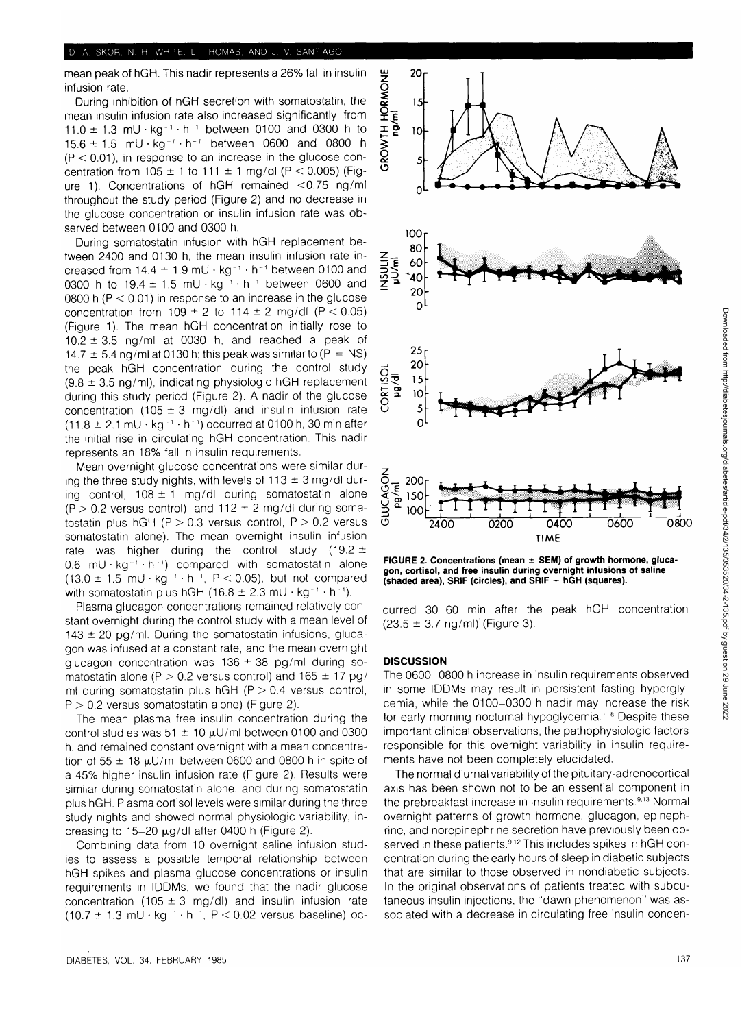mean peak of hGH. This nadir represents a 26% fall in insulin infusion rate.

During inhibition of hGH secretion with somatostatin, the mean insulin infusion rate also increased significantly, from $11.0 \pm 1.3$ mU · kg$^{-1}$ · h$^{-1}$ between 0100 and 0300 h to $15.6 \pm 1.5$ mU · kg$^{-1}$ · h$^{-1}$ between 0600 and 0800 h ($P < 0.01$), in response to an increase in the glucose concentration from $105 \pm 1$ to $111 \pm 1$ mg/dl ($P < 0.005$) (Figure 1). Concentrations of hGH remained <0.75 ng/ml throughout the study period (Figure 2) and no decrease in the glucose concentration or insulin infusion rate was observed between 0100 and 0300 h.

During somatostatin infusion with hGH replacement between 2400 and 0130 h, the mean insulin infusion rate increased from $14.4 \pm 1.9$ mU · kg$^{-1}$ · h$^{-1}$ between 0100 and 0300 h to $19.4 \pm 1.5$ mU · kg$^{-1}$ · h$^{-1}$ between 0600 and 0800 h ($P < 0.01$) in response to an increase in the glucose concentration from $109 \pm 2$ to $114 \pm 2$ mg/dl ($P < 0.05$) (Figure 1). The mean hGH concentration initially rose to $10.2 \pm 3.5$ ng/ml at 0030 h, and reached a peak of $14.7 \pm 5.4$ ng/ml at 0130 h; this peak was similar to ($P$ = NS) the peak hGH concentration during the control study ($9.8 \pm 3.5$ ng/ml), indicating physiologic hGH replacement during this study period (Figure 2). A nadir of the glucose concentration ($105 \pm 3$ mg/dl) and insulin infusion rate ($11.8 \pm 2.1$ mU · kg$^{-1}$ · h$^{-1}$) occurred at 0100 h, 30 min after the initial rise in circulating hGH concentration. This nadir represents an 18% fall in insulin requirements.

Mean overnight glucose concentrations were similar during the three study nights, with levels of $113 \pm 3$ mg/dl during control, $108 \pm 1$ mg/dl during somatostatin alone ($P > 0.2$ versus control), and $112 \pm 2$ mg/dl during somatostatin plus hGH ($P > 0.3$ versus control, $P > 0.2$ versus somatostatin alone). The mean overnight insulin infusion rate was higher during the control study ($19.2 \pm 0.6$ mU · kg$^{-1}$ · h$^{-1}$) compared with somatostatin alone ($13.0 \pm 1.5$ mU · kg$^{-1}$ · h$^{-1}$, $P < 0.05$), but not compared with somatostatin plus hGH ($16.8 \pm 2.3$ mU · kg$^{-1}$ · h$^{-1}$).

Plasma glucagon concentrations remained relatively constant overnight during the control study with a mean level of $143 \pm 20$ pg/ml. During the somatostatin infusions, glucagon was infused at a constant rate, and the mean overnight glucagon concentration was $136 \pm 38$ pg/ml during somatostatin alone ($P > 0.2$ versus control) and $165 \pm 17$ pg/ml during somatostatin plus hGH ($P > 0.4$ versus control, $P > 0.2$ versus somatostatin alone) (Figure 2).

The mean plasma free insulin concentration during the control studies was $51 \pm 10$ μU/ml between 0100 and 0300 h, and remained constant overnight with a mean concentration of $55 \pm 18$ μU/ml between 0600 and 0800 h in spite of a 45% higher insulin infusion rate (Figure 2). Results were similar during somatostatin alone, and during somatostatin plus hGH. Plasma cortisol levels were similar during the three study nights and showed normal physiologic variability, increasing to 15–20 μg/dl after 0400 h (Figure 2).

Combining data from 10 overnight saline infusion studies to assess a possible temporal relationship between hGH spikes and plasma glucose concentrations or insulin requirements in IDDMs, we found that the nadir glucose concentration ($105 \pm 3$ mg/dl) and insulin infusion rate ($10.7 \pm 1.3$ mU · kg$^{-1}$ · h$^{-1}$, $P < 0.02$ versus baseline) occurred 30–60 min after the peak hGH concentration ($23.5 \pm 3.7$ ng/ml) (Figure 3).

**FIGURE 2. Concentrations (mean ± SEM) of growth hormone, glucagon, cortisol, and free insulin during overnight infusions of saline (shaded area), SRIF (circles), and SRIF + hGH (squares).**

## DISCUSSION

The 0600–0800 h increase in insulin requirements observed in some IDDMs may result in persistent fasting hyperglycemia, while the 0100–0300 h nadir may increase the risk for early morning nocturnal hypoglycemia.[1-8] Despite these important clinical observations, the pathophysiologic factors responsible for this overnight variability in insulin requirements have not been completely elucidated.

The normal diurnal variability of the pituitary-adrenocortical axis has been shown not to be an essential component in the prebreakfast increase in insulin requirements.[9,13] Normal overnight patterns of growth hormone, glucagon, epinephrine, and norepinephrine secretion have previously been observed in these patients.[9,12] This includes spikes in hGH concentration during the early hours of sleep in diabetic subjects that are similar to those observed in nondiabetic subjects. In the original observations of patients treated with subcutaneous insulin injections, the "dawn phenomenon" was associated with a decrease in circulating free insulin concen-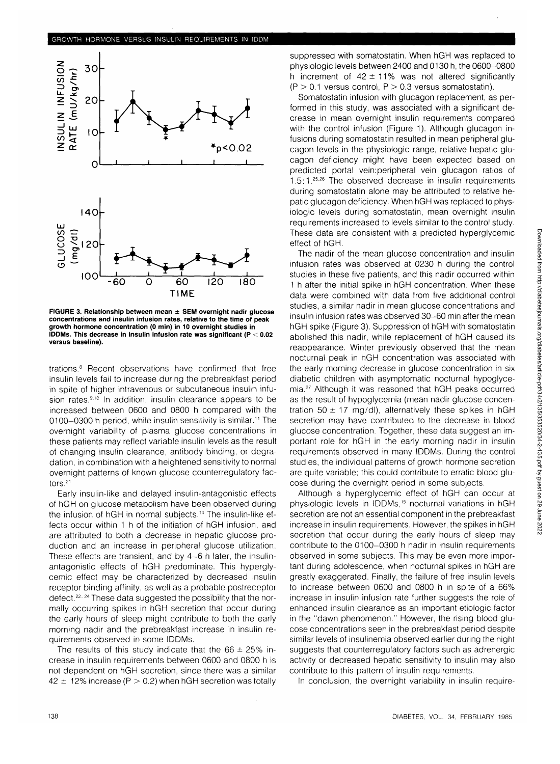FIGURE 3. Relationship between mean ± SEM overnight nadir glucose concentrations and insulin infusion rates, relative to the time of peak growth hormone concentration (0 min) in 10 overnight studies in IDDMs. This decrease in insulin infusion rate was significant ($P < 0.02$ versus baseline).

trations.[8] Recent observations have confirmed that free insulin levels fail to increase during the prebreakfast period in spite of higher intravenous or subcutaneous insulin infusion rates.[9,10] In addition, insulin clearance appears to be increased between 0600 and 0800 h compared with the 0100–0300 h period, while insulin sensitivity is similar.[11] The overnight variability of plasma glucose concentrations in these patients may reflect variable insulin levels as the result of changing insulin clearance, antibody binding, or degradation, in combination with a heightened sensitivity to normal overnight patterns of known glucose counterregulatory factors.[21]

Early insulin-like and delayed insulin-antagonistic effects of hGH on glucose metabolism have been observed during the infusion of hGH in normal subjects.[14] The insulin-like effects occur within 1 h of the initiation of hGH infusion, and are attributed to both a decrease in hepatic glucose production and an increase in peripheral glucose utilization. These effects are transient, and by 4–6 h later, the insulin-antagonistic effects of hGH predominate. This hyperglycemic effect may be characterized by decreased insulin receptor binding affinity, as well as a probable postreceptor defect.[22-24] These data suggested the possibility that the normally occurring spikes in hGH secretion that occur during the early hours of sleep might contribute to both the early morning nadir and the prebreakfast increase in insulin requirements observed in some IDDMs.

The results of this study indicate that the 66 ± 25% increase in insulin requirements between 0600 and 0800 h is not dependent on hGH secretion, since there was a similar 42 ± 12% increase ($P > 0.2$) when hGH secretion was totally suppressed with somatostatin. When hGH was replaced to physiologic levels between 2400 and 0130 h, the 0600–0800 h increment of 42 ± 11% was not altered significantly ($P > 0.1$ versus control, $P > 0.3$ versus somatostatin).

Somatostatin infusion with glucagon replacement, as performed in this study, was associated with a significant decrease in mean overnight insulin requirements compared with the control infusion (Figure 1). Although glucagon infusions during somatostatin resulted in mean peripheral glucagon levels in the physiologic range, relative hepatic glucagon deficiency might have been expected based on predicted portal vein:peripheral vein glucagon ratios of 1.5:1.[25,26] The observed decrease in insulin requirements during somatostatin alone may be attributed to relative hepatic glucagon deficiency. When hGH was replaced to physiologic levels during somatostatin, mean overnight insulin requirements increased to levels similar to the control study. These data are consistent with a predicted hyperglycemic effect of hGH.

The nadir of the mean glucose concentration and insulin infusion rates was observed at 0230 h during the control studies in these five patients, and this nadir occurred within 1 h after the initial spike in hGH concentration. When these data were combined with data from five additional control studies, a similar nadir in mean glucose concentrations and insulin infusion rates was observed 30–60 min after the mean hGH spike (Figure 3). Suppression of hGH with somatostatin abolished this nadir, while replacement of hGH caused its reappearance. Winter previously observed that the mean nocturnal peak in hGH concentration was associated with the early morning decrease in glucose concentration in six diabetic children with asymptomatic nocturnal hypoglycemia.[27] Although it was reasoned that hGH peaks occurred as the result of hypoglycemia (mean nadir glucose concentration 50 ± 17 mg/dl), alternatively these spikes in hGH secretion may have contributed to the decrease in blood glucose concentration. Together, these data suggest an important role for hGH in the early morning nadir in insulin requirements observed in many IDDMs. During the control studies, the individual patterns of growth hormone secretion are quite variable; this could contribute to erratic blood glucose during the overnight period in some subjects.

Although a hyperglycemic effect of hGH can occur at physiologic levels in IDDMs,[15] nocturnal variations in hGH secretion are not an essential component in the prebreakfast increase in insulin requirements. However, the spikes in hGH secretion that occur during the early hours of sleep may contribute to the 0100–0300 h nadir in insulin requirements observed in some subjects. This may be even more important during adolescence, when nocturnal spikes in hGH are greatly exaggerated. Finally, the failure of free insulin levels to increase between 0600 and 0800 h in spite of a 66% increase in insulin infusion rate further suggests the role of enhanced insulin clearance as an important etiologic factor in the "dawn phenomenon." However, the rising blood glucose concentrations seen in the prebreakfast period despite similar levels of insulinemia observed earlier during the night suggests that counterregulatory factors such as adrenergic activity or decreased hepatic sensitivity to insulin may also contribute to this pattern of insulin requirements.

In conclusion, the overnight variability in insulin require-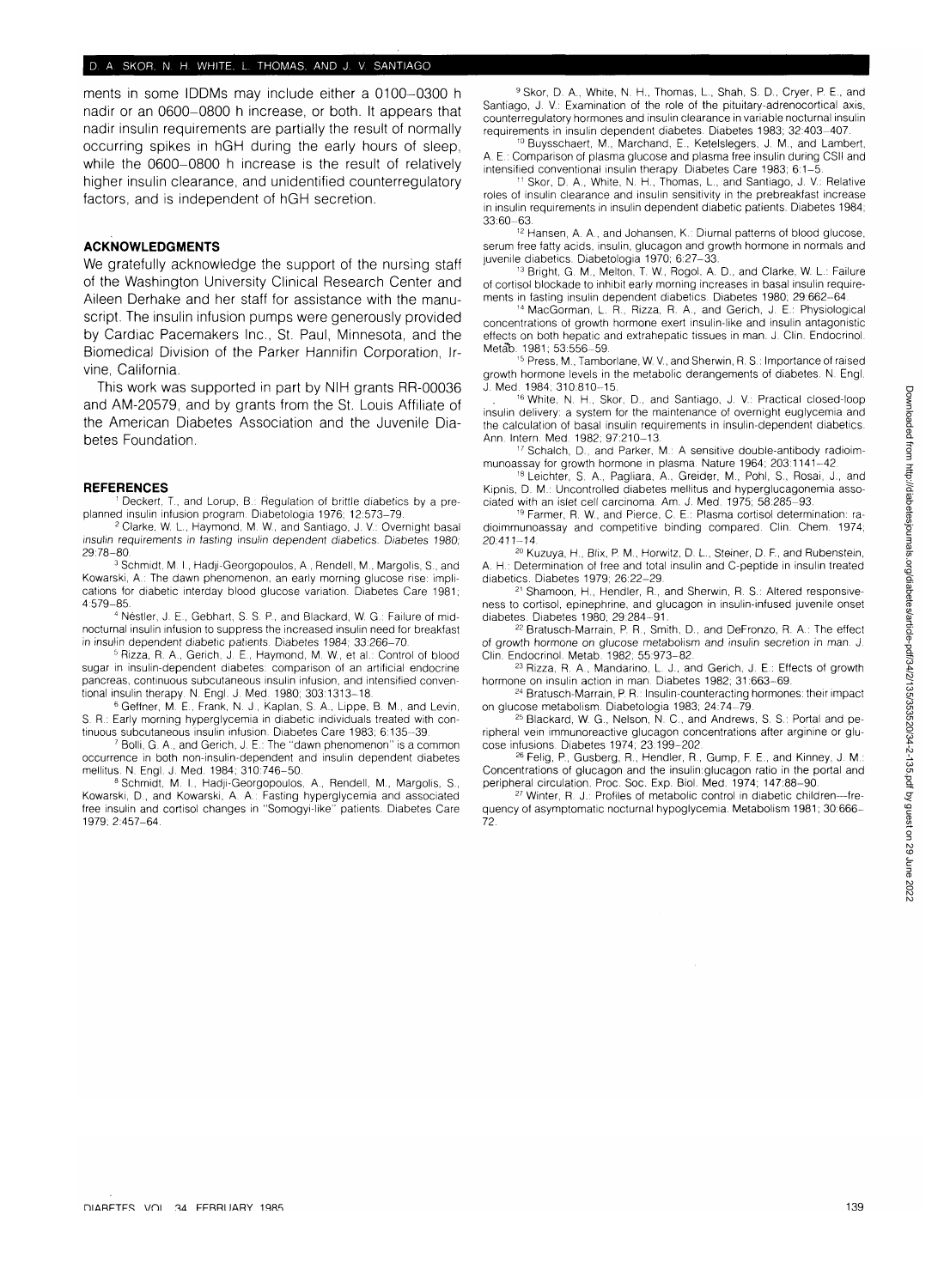ments in some IDDMs may include either a 0100–0300 h nadir or an 0600–0800 h increase, or both. It appears that nadir insulin requirements are partially the result of normally occurring spikes in hGH during the early hours of sleep, while the 0600–0800 h increase is the result of relatively higher insulin clearance, and unidentified counterregulatory factors, and is independent of hGH secretion.

## ACKNOWLEDGMENTS

We gratefully acknowledge the support of the nursing staff of the Washington University Clinical Research Center and Aileen Derhake and her staff for assistance with the manuscript. The insulin infusion pumps were generously provided by Cardiac Pacemakers Inc., St. Paul, Minnesota, and the Biomedical Division of the Parker Hannifin Corporation, Irvine, California.

This work was supported in part by NIH grants RR-00036 and AM-20579, and by grants from the St. Louis Affiliate of the American Diabetes Association and the Juvenile Diabetes Foundation.

## REFERENCES

[1] Deckert, T., and Lorup, B.: Regulation of brittle diabetics by a preplanned insulin infusion program. Diabetologia 1976; 12:573–79.

[2] Clarke, W. L., Haymond, M. W., and Santiago, J. V.: Overnight basal insulin requirements in fasting insulin dependent diabetics. Diabetes 1980; 29:78–80.

[3] Schmidt, M. I., Hadji-Georgopoulos, A., Rendell, M., Margolis, S., and Kowarski, A.: The dawn phenomenon, an early morning glucose rise: implications for diabetic interday blood glucose variation. Diabetes Care 1981; 4:579–85.

[4] Nestler, J. E., Gebhart, S. S. P., and Blackard, W. G.: Failure of midnocturnal insulin infusion to suppress the increased insulin need for breakfast in insulin dependent diabetic patients. Diabetes 1984; 33:266–70.

[5] Rizza, R. A., Gerich, J. E., Haymond, M. W., et al.: Control of blood sugar in insulin-dependent diabetes: comparison of an artificial endocrine pancreas, continuous subcutaneous insulin infusion, and intensified conventional insulin therapy. N. Engl. J. Med. 1980; 303:1313–18.

[6] Geffner, M. E., Frank, N. J., Kaplan, S. A., Lippe, B. M., and Levin, S. R.: Early morning hyperglycemia in diabetic individuals treated with continuous subcutaneous insulin infusion. Diabetes Care 1983; 6:135–39.

[7] Bolli, G. A., and Gerich, J. E.: The "dawn phenomenon" is a common occurrence in both non-insulin-dependent and insulin dependent diabetes mellitus. N. Engl. J. Med. 1984; 310:746–50.

[8] Schmidt, M. I., Hadji-Georgopoulos, A., Rendell, M., Margolis, S., Kowarski, D., and Kowarski, A. A.: Fasting hyperglycemia and associated free insulin and cortisol changes in "Somogyi-like" patients. Diabetes Care 1979; 2:457–64.

[9] Skor, D. A., White, N. H., Thomas, L., Shah, S. D., Cryer, P. E., and Santiago, J. V.: Examination of the role of the pituitary-adrenocortical axis, counterregulatory hormones and insulin clearance in variable nocturnal insulin requirements in insulin dependent diabetes. Diabetes 1983; 32:403–407.

[10] Buysschaert, M., Marchand, E., Ketelslegers, J. M., and Lambert, A. E.: Comparison of plasma glucose and plasma free insulin during CSII and intensified conventional insulin therapy. Diabetes Care 1983; 6:1–5.

[11] Skor, D. A., White, N. H., Thomas, L., and Santiago, J. V.: Relative roles of insulin clearance and insulin sensitivity in the prebreakfast increase in insulin requirements in insulin dependent diabetic patients. Diabetes 1984; 33:60–63.

[12] Hansen, A. A., and Johansen, K.: Diurnal patterns of blood glucose, serum free fatty acids, insulin, glucagon and growth hormone in normals and juvenile diabetics. Diabetologia 1970; 6:27–33.

[13] Bright, G. M., Melton, T. W., Rogol, A. D., and Clarke, W. L.: Failure of cortisol blockade to inhibit early morning increases in basal insulin requirements in fasting insulin dependent diabetics. Diabetes 1980; 29:662–64.

[14] MacGorman, L. R., Rizza, R. A., and Gerich, J. E.: Physiological concentrations of growth hormone exert insulin-like and insulin antagonistic effects on both hepatic and extrahepatic tissues in man. J. Clin. Endocrinol. Metab. 1981; 53:556–59.

[15] Press, M., Tamborlane, W. V., and Sherwin, R. S.: Importance of raised growth hormone levels in the metabolic derangements of diabetes. N. Engl. J. Med. 1984; 310:810–15.

[16] White, N. H., Skor, D., and Santiago, J. V.: Practical closed-loop insulin delivery: a system for the maintenance of overnight euglycemia and the calculation of basal insulin requirements in insulin-dependent diabetics. Ann. Intern. Med. 1982; 97:210–13.

[17] Schalch, D., and Parker, M.: A sensitive double-antibody radioimmunoassay for growth hormone in plasma. Nature 1964; 203:1141–42.

[18] Leichter, S. A., Pagliara, A., Greider, M., Pohl, S., Rosai, J., and Kipnis, D. M.: Uncontrolled diabetes mellitus and hyperglucagonemia associated with an islet cell carcinoma. Am. J. Med. 1975; 58:285–93.

[19] Farmer, R. W., and Pierce, C. E.: Plasma cortisol determination: radioimmunoassay and competitive binding compared. Clin. Chem. 1974; 20:411–14.

[20] Kuzuya, H., Blix, P. M., Horwitz, D. L., Steiner, D. F., and Rubenstein, A. H.: Determination of free and total insulin and C-peptide in insulin treated diabetics. Diabetes 1979; 26:22–29.

[21] Shamoon, H., Hendler, R., and Sherwin, R. S.: Altered responsiveness to cortisol, epinephrine, and glucagon in insulin-infused juvenile onset diabetes. Diabetes 1980; 29:284–91.

[22] Bratusch-Marrain, P. R., Smith, D., and DeFronzo, R. A.: The effect of growth hormone on glucose metabolism and insulin secretion in man. J. Clin. Endocrinol. Metab. 1982; 55:973–82.

[23] Rizza, R. A., Mandarino, L. J., and Gerich, J. E.: Effects of growth hormone on insulin action in man. Diabetes 1982; 31:663–69.

[24] Bratusch-Marrain, P. R.: Insulin-counteracting hormones: their impact on glucose metabolism. Diabetologia 1983; 24:74–79.

[25] Blackard, W. G., Nelson, N. C., and Andrews, S. S.: Portal and peripheral vein immunoreactive glucagon concentrations after arginine or glucose infusions. Diabetes 1974; 23:199–202.

[26] Felig, P., Gusberg, R., Hendler, R., Gump, F. E., and Kinney, J. M.: Concentrations of glucagon and the insulin:glucagon ratio in the portal and peripheral circulation. Proc. Soc. Exp. Biol. Med. 1974; 147:88–90.

[27] Winter, R. J.: Profiles of metabolic control in diabetic children—frequency of asymptomatic nocturnal hypoglycemia. Metabolism 1981; 30:666–72.